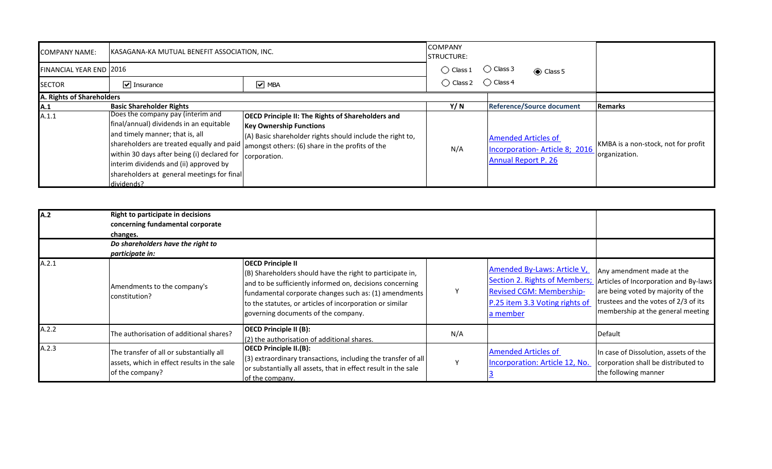| COMPANY NAME: | KASAGANA-KA MUTUAL BENEFIT ASSOCIATION, INC. | | COMPANY STRUCTURE: | | |
|---|---|---|---|---|---|
| FINANCIAL YEAR END | 2016 | | ◯ Class 1 | ◯ Class 3 ◉ Class 5 | |
| SECTOR | ☑ Insurance | ☑ MBA | ◯ Class 2 | ◯ Class 4 | |
| **A. Rights of Shareholders** | | | | | |
| **A.1** | **Basic Shareholder Rights** | | **Y/ N** | **Reference/Source document** | **Remarks** |
| A.1.1 | Does the company pay (interim and final/annual) dividends in an equitable and timely manner; that is, all shareholders are treated equally and paid within 30 days after being (i) declared for interim dividends and (ii) approved by shareholders at general meetings for final dividends? | **OECD Principle II: The Rights of Shareholders and Key Ownership Functions** (A) Basic shareholder rights should include the right to, amongst others: (6) share in the profits of the corporation. | N/A | Amended Articles of Incorporation- Article 8; 2016 Annual Report P. 26 | KMBA is a non-stock, not for profit organization. |

| **A.2** | **Right to participate in decisions concerning fundamental corporate changes.** | | | | |
|---|---|---|---|---|---|
| | ***Do shareholders have the right to participate in:*** | | | | |
| A.2.1 | Amendments to the company's constitution? | **OECD Principle II** (B) Shareholders should have the right to participate in, and to be sufficiently informed on, decisions concerning fundamental corporate changes such as: (1) amendments to the statutes, or articles of incorporation or similar governing documents of the company. | Y | Amended By-Laws: Article V, Section 2. Rights of Members; Revised CGM: Membership- P.25 item 3.3 Voting rights of a member | Any amendment made at the Articles of Incorporation and By-laws are being voted by majority of the trustees and the votes of 2/3 of its membership at the general meeting |
| A.2.2 | The authorisation of additional shares? | **OECD Principle II (B):** (2) the authorisation of additional shares. | N/A | | Default |
| A.2.3 | The transfer of all or substantially all assets, which in effect results in the sale of the company? | **OECD Principle II.(B):** (3) extraordinary transactions, including the transfer of all or substantially all assets, that in effect result in the sale of the company. | Y | Amended Articles of Incorporation: Article 12, No. 3 | In case of Dissolution, assets of the corporation shall be distributed to the following manner |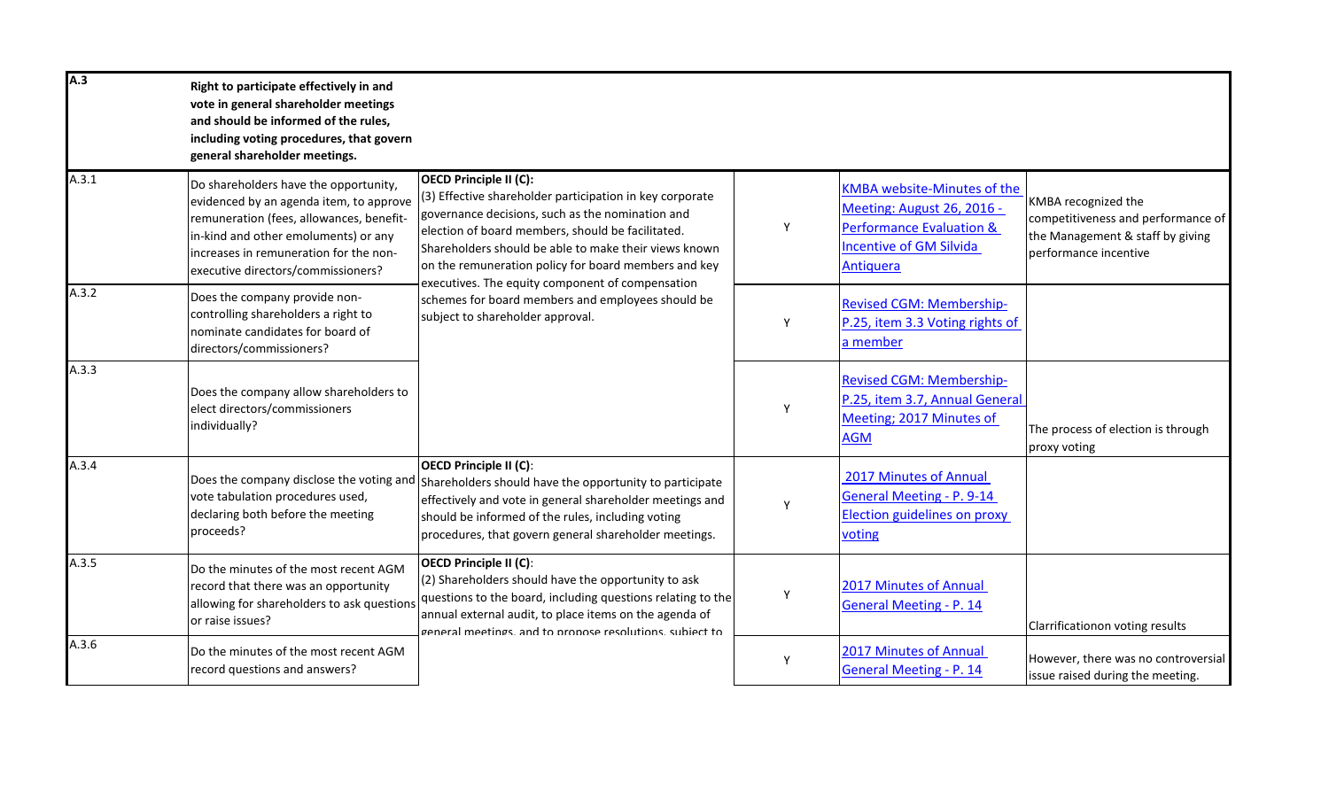| A.3 | Right to participate effectively in and vote in general shareholder meetings and should be informed of the rules, including voting procedures, that govern general shareholder meetings. | | | | |
|---|---|---|---|---|---|
| A.3.1 | Do shareholders have the opportunity, evidenced by an agenda item, to approve remuneration (fees, allowances, benefit-in-kind and other emoluments) or any increases in remuneration for the non-executive directors/commissioners? | **OECD Principle II (C):** (3) Effective shareholder participation in key corporate governance decisions, such as the nomination and election of board members, should be facilitated. Shareholders should be able to make their views known on the remuneration policy for board members and key executives. The equity component of compensation schemes for board members and employees should be subject to shareholder approval. | Y | KMBA website-Minutes of the Meeting: August 26, 2016 - Performance Evaluation & Incentive of GM Silvida Antiquera | KMBA recognized the competitiveness and performance of the Management & staff by giving performance incentive |
| A.3.2 | Does the company provide non-controlling shareholders a right to nominate candidates for board of directors/commissioners? | | Y | Revised CGM: Membership- P.25, item 3.3 Voting rights of a member | |
| A.3.3 | Does the company allow shareholders to elect directors/commissioners individually? | | Y | Revised CGM: Membership- P.25, item 3.7, Annual General Meeting; 2017 Minutes of AGM | The process of election is through proxy voting |
| A.3.4 | Does the company disclose the voting and vote tabulation procedures used, declaring both before the meeting proceeds? | **OECD Principle II (C):** Shareholders should have the opportunity to participate effectively and vote in general shareholder meetings and should be informed of the rules, including voting procedures, that govern general shareholder meetings. | Y | 2017 Minutes of Annual General Meeting - P. 9-14 Election guidelines on proxy voting | |
| A.3.5 | Do the minutes of the most recent AGM record that there was an opportunity allowing for shareholders to ask questions or raise issues? | **OECD Principle II (C):** (2) Shareholders should have the opportunity to ask questions to the board, including questions relating to the annual external audit, to place items on the agenda of general meetings, and to propose resolutions, subject to | Y | 2017 Minutes of Annual General Meeting - P. 14 | Clarificationon voting results |
| A.3.6 | Do the minutes of the most recent AGM record questions and answers? | | Y | 2017 Minutes of Annual General Meeting - P. 14 | However, there was no controversial issue raised during the meeting. |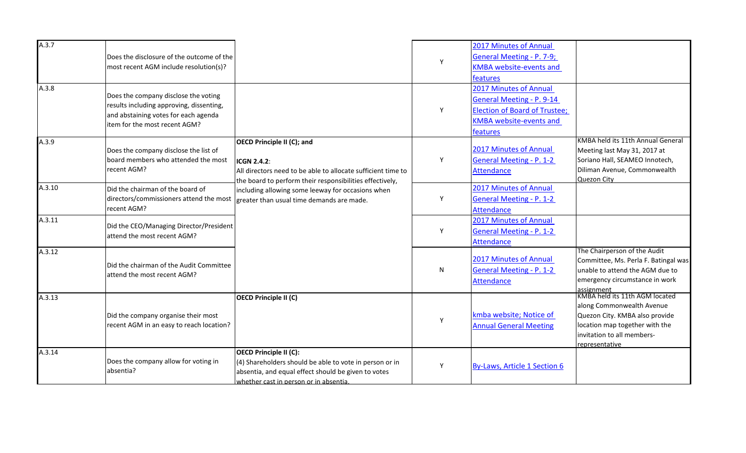| A.3.7 | Does the disclosure of the outcome of the most recent AGM include resolution(s)? | | Y | 2017 Minutes of Annual General Meeting - P. 7-9; KMBA website-events and features | |
|---|---|---|---|---|---|
| A.3.8 | Does the company disclose the voting results including approving, dissenting, and abstaining votes for each agenda item for the most recent AGM? | | Y | 2017 Minutes of Annual General Meeting - P. 9-14 Election of Board of Trustee; KMBA website-events and features | |
| A.3.9 | Does the company disclose the list of board members who attended the most recent AGM? | **OECD Principle II (C); and**<br><br>**ICGN 2.4.2**:<br>All directors need to be able to allocate sufficient time to the board to perform their responsibilities effectively, including allowing some leeway for occasions when greater than usual time demands are made. | Y | 2017 Minutes of Annual General Meeting - P. 1-2 Attendance | KMBA held its 11th Annual General Meeting last May 31, 2017 at Soriano Hall, SEAMEO Innotech, Diliman Avenue, Commonwealth Quezon City |
| A.3.10 | Did the chairman of the board of directors/commissioners attend the most recent AGM? | | Y | 2017 Minutes of Annual General Meeting - P. 1-2 Attendance | |
| A.3.11 | Did the CEO/Managing Director/President attend the most recent AGM? | | Y | 2017 Minutes of Annual General Meeting - P. 1-2 Attendance | |
| A.3.12 | Did the chairman of the Audit Committee attend the most recent AGM? | | N | 2017 Minutes of Annual General Meeting - P. 1-2 Attendance | The Chairperson of the Audit Committee, Ms. Perla F. Batingal was unable to attend the AGM due to emergency circumstance in work assignment |
| A.3.13 | Did the company organise their most recent AGM in an easy to reach location? | **OECD Principle II (C)** | Y | kmba website; Notice of Annual General Meeting | KMBA held its 11th AGM located along Commonwealth Avenue Quezon City. KMBA also provide location map together with the invitation to all members-representative |
| A.3.14 | Does the company allow for voting in absentia? | **OECD Principle II (C):**<br>(4) Shareholders should be able to vote in person or in absentia, and equal effect should be given to votes whether cast in person or in absentia. | Y | By-Laws, Article 1 Section 6 | |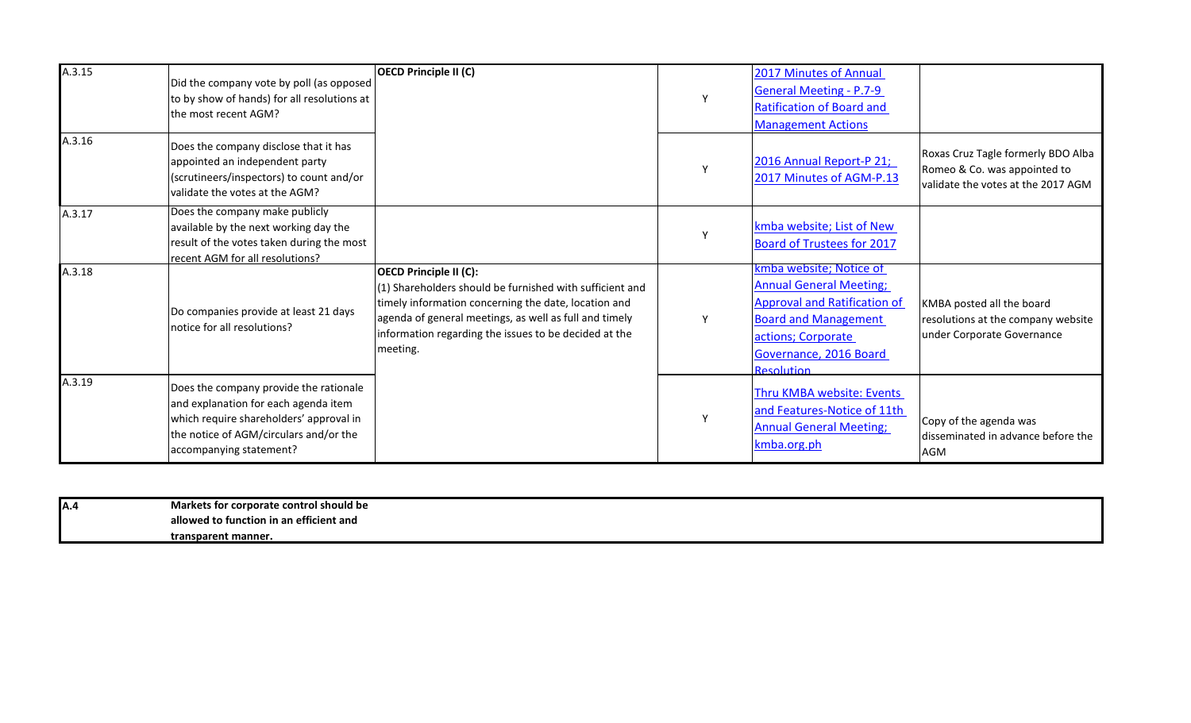| | | | | | |
|---|---|---|---|---|---|
| A.3.15 | Did the company vote by poll (as opposed to by show of hands) for all resolutions at the most recent AGM? | **OECD Principle II (C)** | Y | 2017 Minutes of Annual General Meeting - P.7-9 Ratification of Board and Management Actions | |
| A.3.16 | Does the company disclose that it has appointed an independent party (scrutineers/inspectors) to count and/or validate the votes at the AGM? | | Y | 2016 Annual Report-P 21; 2017 Minutes of AGM-P.13 | Roxas Cruz Tagle formerly BDO Alba Romeo & Co. was appointed to validate the votes at the 2017 AGM |
| A.3.17 | Does the company make publicly available by the next working day the result of the votes taken during the most recent AGM for all resolutions? | | Y | kmba website; List of New Board of Trustees for 2017 | |
| A.3.18 | Do companies provide at least 21 days notice for all resolutions? | **OECD Principle II (C):** (1) Shareholders should be furnished with sufficient and timely information concerning the date, location and agenda of general meetings, as well as full and timely information regarding the issues to be decided at the meeting. | Y | kmba website; Notice of Annual General Meeting; Approval and Ratification of Board and Management actions; Corporate Governance, 2016 Board Resolution | KMBA posted all the board resolutions at the company website under Corporate Governance |
| A.3.19 | Does the company provide the rationale and explanation for each agenda item which require shareholders' approval in the notice of AGM/circulars and/or the accompanying statement? | | Y | Thru KMBA website: Events and Features-Notice of 11th Annual General Meeting; kmba.org.ph | Copy of the agenda was disseminated in advance before the AGM |

| | |
|---|---|
| **A.4** | **Markets for corporate control should be allowed to function in an efficient and transparent manner.** |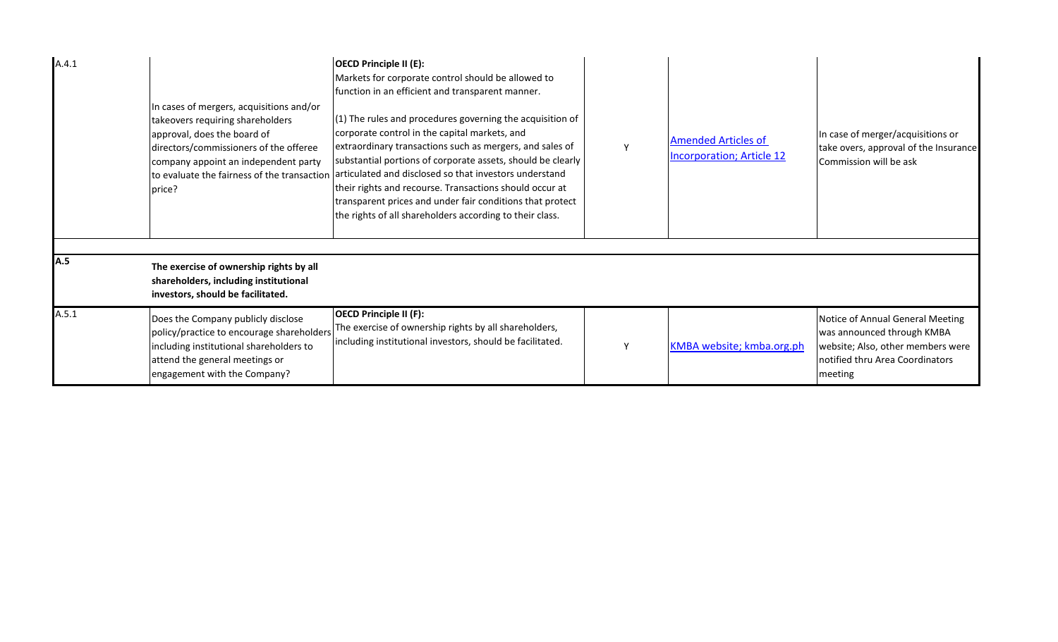| | | | | | |
|---|---|---|---|---|---|
| A.4.1 | In cases of mergers, acquisitions and/or takeovers requiring shareholders approval, does the board of directors/commissioners of the offeree company appoint an independent party to evaluate the fairness of the transaction price? | **OECD Principle II (E):** Markets for corporate control should be allowed to function in an efficient and transparent manner. (1) The rules and procedures governing the acquisition of corporate control in the capital markets, and extraordinary transactions such as mergers, and sales of substantial portions of corporate assets, should be clearly articulated and disclosed so that investors understand their rights and recourse. Transactions should occur at transparent prices and under fair conditions that protect the rights of all shareholders according to their class. | Y | Amended Articles of Incorporation; Article 12 | In case of merger/acquisitions or take overs, approval of the Insurance Commission will be ask |
| | | | | | |
| **A.5** | **The exercise of ownership rights by all shareholders, including institutional investors, should be facilitated.** | | | | |
| A.5.1 | Does the Company publicly disclose policy/practice to encourage shareholders including institutional shareholders to attend the general meetings or engagement with the Company? | **OECD Principle II (F):** The exercise of ownership rights by all shareholders, including institutional investors, should be facilitated. | Y | KMBA website; kmba.org.ph | Notice of Annual General Meeting was announced through KMBA website; Also, other members were notified thru Area Coordinators meeting |